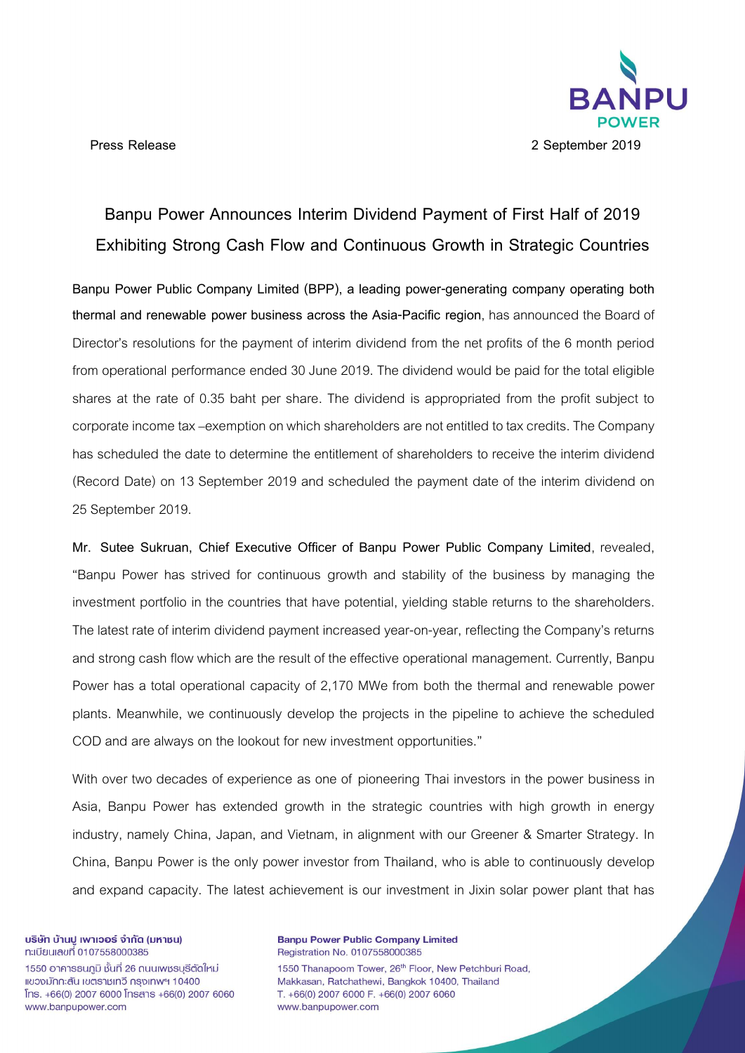**Press Release** **2 September 2019**

# Banpu Power Announces Interim Dividend Payment of First Half of 2019 Exhibiting Strong Cash Flow and Continuous Growth in Strategic Countries

**Banpu Power Public Company Limited (BPP), a leading power-generating company operating both thermal and renewable power business across the Asia-Pacific region**, has announced the Board of Director's resolutions for the payment of interim dividend from the net profits of the 6 month period from operational performance ended 30 June 2019. The dividend would be paid for the total eligible shares at the rate of 0.35 baht per share. The dividend is appropriated from the profit subject to corporate income tax –exemption on which shareholders are not entitled to tax credits. The Company has scheduled the date to determine the entitlement of shareholders to receive the interim dividend (Record Date) on 13 September 2019 and scheduled the payment date of the interim dividend on 25 September 2019.

**Mr. Sutee Sukruan, Chief Executive Officer of Banpu Power Public Company Limited**, revealed, "Banpu Power has strived for continuous growth and stability of the business by managing the investment portfolio in the countries that have potential, yielding stable returns to the shareholders. The latest rate of interim dividend payment increased year-on-year, reflecting the Company's returns and strong cash flow which are the result of the effective operational management. Currently, Banpu Power has a total operational capacity of 2,170 MWe from both the thermal and renewable power plants. Meanwhile, we continuously develop the projects in the pipeline to achieve the scheduled COD and are always on the lookout for new investment opportunities."

With over two decades of experience as one of pioneering Thai investors in the power business in Asia, Banpu Power has extended growth in the strategic countries with high growth in energy industry, namely China, Japan, and Vietnam, in alignment with our Greener & Smarter Strategy. In China, Banpu Power is the only power investor from Thailand, who is able to continuously develop and expand capacity. The latest achievement is our investment in Jixin solar power plant that has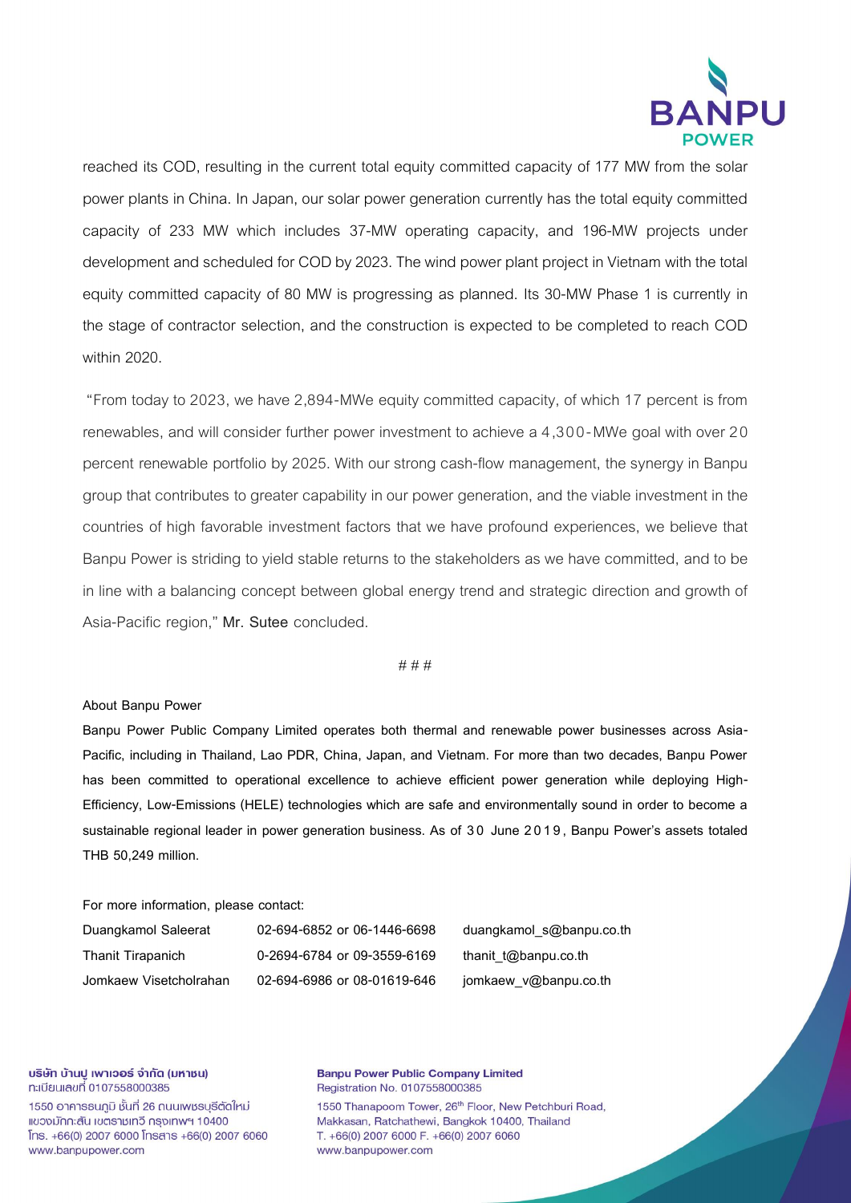reached its COD, resulting in the current total equity committed capacity of 177 MW from the solar power plants in China. In Japan, our solar power generation currently has the total equity committed capacity of 233 MW which includes 37-MW operating capacity, and 196-MW projects under development and scheduled for COD by 2023. The wind power plant project in Vietnam with the total equity committed capacity of 80 MW is progressing as planned. Its 30-MW Phase 1 is currently in the stage of contractor selection, and the construction is expected to be completed to reach COD within 2020.

"From today to 2023, we have 2,894-MWe equity committed capacity, of which 17 percent is from renewables, and will consider further power investment to achieve a 4,300-MWe goal with over 20 percent renewable portfolio by 2025. With our strong cash-flow management, the synergy in Banpu group that contributes to greater capability in our power generation, and the viable investment in the countries of high favorable investment factors that we have profound experiences, we believe that Banpu Power is striding to yield stable returns to the stakeholders as we have committed, and to be in line with a balancing concept between global energy trend and strategic direction and growth of Asia-Pacific region," **Mr. Sutee** concluded.

# # #

About Banpu Power

**Banpu Power Public Company Limited operates both thermal and renewable power businesses across Asia-Pacific, including in Thailand, Lao PDR, China, Japan, and Vietnam. For more than two decades, Banpu Power has been committed to operational excellence to achieve efficient power generation while deploying High-Efficiency, Low-Emissions (HELE) technologies which are safe and environmentally sound in order to become a sustainable regional leader in power generation business. As of 30 June 2019, Banpu Power's assets totaled THB 50,249 million.**

For more information, please contact:

| | | |
|---|---|---|
| Duangkamol Saleerat | 02-694-6852 or 06-1446-6698 | duangkamol_s@banpu.co.th |
| Thanit Tirapanich | 0-2694-6784 or 09-3559-6169 | thanit_t@banpu.co.th |
| Jomkaew Visetcholrahan | 02-694-6986 or 08-01619-646 | jomkaew_v@banpu.co.th |

บริษัท บ้านปู เพาเวอร์ จำกัด (มหาชน)
ทะเบียนเลขที่ 0107558000385
1550 อาคารธนภูมิ ชั้นที่ 26 ถนนเพชรบุรีตัดใหม่
แขวงมักกะสัน เขตราชเทวี กรุงเทพฯ 10400
โทร. +66(0) 2007 6000 โทรสาร +66(0) 2007 6060
www.banpupower.com

**Banpu Power Public Company Limited**
Registration No. 0107558000385
1550 Thanapoom Tower, 26th Floor, New Petchburi Road,
Makkasan, Ratchathewi, Bangkok 10400, Thailand
T. +66(0) 2007 6000 F. +66(0) 2007 6060
www.banpupower.com